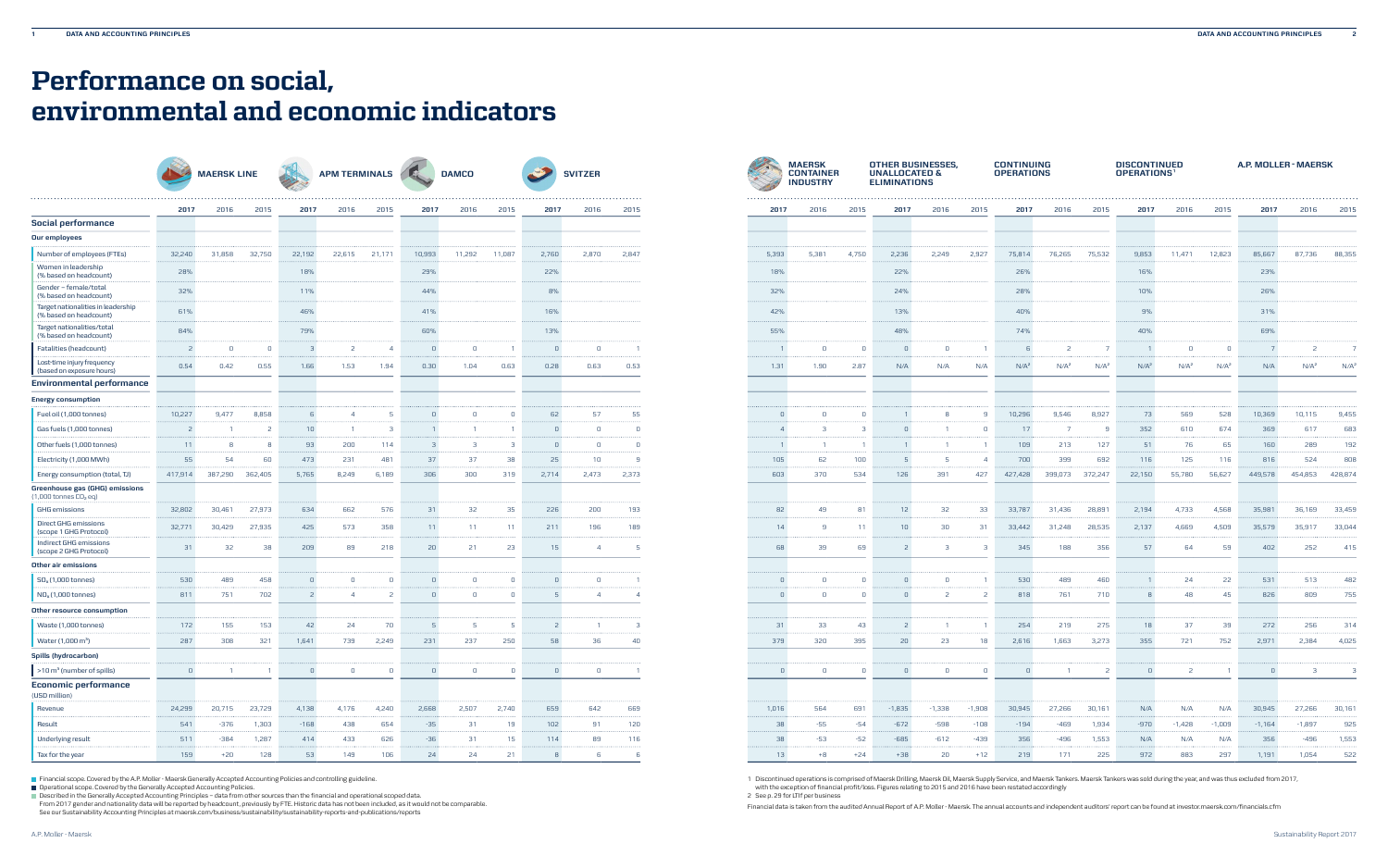# Performance on social, environmental and economic indicators

| | MAERSK LINE | | | APM TERMINALS | | | DAMCO | | | SVITZER | | | MAERSK CONTAINER INDUSTRY | | | OTHER BUSINESSES, UNALLOCATED & ELIMINATIONS | | | CONTINUING OPERATIONS | | | DISCONTINUED OPERATIONS[1] | | | A.P. MOLLER - MAERSK | | |
|---|---|---|---|---|---|---|---|---|---|---|---|---|---|---|---|---|---|---|---|---|---|---|---|---|---|---|---|
| | **2017** | 2016 | 2015 | **2017** | 2016 | 2015 | **2017** | 2016 | 2015 | **2017** | 2016 | 2015 | **2017** | 2016 | 2015 | **2017** | 2016 | 2015 | **2017** | 2016 | 2015 | **2017** | 2016 | 2015 | **2017** | 2016 | 2015 |
| **Social performance** | | | | | | | | | | | | | | | | | | | | | | | | | | | |
| **Our employees** | | | | | | | | | | | | | | | | | | | | | | | | | | | |
| Number of employees (FTEs) | 32,240 | 31,858 | 32,750 | 22,192 | 22,615 | 21,171 | 10,993 | 11,292 | 11,087 | 2,760 | 2,870 | 2,847 | 5,393 | 5,381 | 4,750 | 2,236 | 2,249 | 2,927 | 75,814 | 76,265 | 75,532 | 9,853 | 11,471 | 12,823 | 85,667 | 87,736 | 88,355 |
| Women in leadership (% based on headcount) | 28% | | | 18% | | | 29% | | | 22% | | | 18% | | | 22% | | | 26% | | | 16% | | | 23% | | |
| Gender – female/total (% based on headcount) | 32% | | | 11% | | | 44% | | | 8% | | | 32% | | | 24% | | | 28% | | | 10% | | | 26% | | |
| Target nationalities in leadership (% based on headcount) | 61% | | | 46% | | | 41% | | | 16% | | | 42% | | | 13% | | | 40% | | | 9% | | | 31% | | |
| Target nationalities/total (% based on headcount) | 84% | | | 79% | | | 60% | | | 13% | | | 55% | | | 48% | | | 74% | | | 40% | | | 69% | | |
| Fatalities (headcount) | 2 | 0 | 0 | 3 | 2 | 4 | 0 | 0 | 1 | 0 | 0 | 1 | 1 | 0 | 0 | 0 | 0 | 1 | 6 | 2 | 7 | 1 | 0 | 0 | 7 | 2 | 7 |
| Lost-time injury frequency (based on exposure hours) | 0.54 | 0.42 | 0.55 | 1.66 | 1.53 | 1.94 | 0.30 | 1.04 | 0.63 | 0.28 | 0.63 | 0.53 | 1.31 | 1.90 | 2.87 | N/A | N/A | N/A | N/A[2] | N/A[2] | N/A[2] | N/A[2] | N/A[2] | N/A[2] | N/A | N/A[2] | N/A[2] |
| **Environmental performance** | | | | | | | | | | | | | | | | | | | | | | | | | | | |
| **Energy consumption** | | | | | | | | | | | | | | | | | | | | | | | | | | | |
| Fuel oil (1,000 tonnes) | 10,227 | 9,477 | 8,858 | 6 | 4 | 5 | 0 | 0 | 0 | 62 | 57 | 55 | 0 | 0 | 0 | 1 | 8 | 9 | 10,296 | 9,546 | 8,927 | 73 | 569 | 528 | 10,369 | 10,115 | 9,455 |
| Gas fuels (1,000 tonnes) | 2 | 1 | 2 | 10 | 1 | 3 | 1 | 1 | 1 | 0 | 0 | 0 | 4 | 3 | 3 | 0 | 1 | 0 | 17 | 7 | 9 | 352 | 610 | 674 | 369 | 617 | 683 |
| Other fuels (1,000 tonnes) | 11 | 8 | 8 | 93 | 200 | 114 | 3 | 3 | 3 | 0 | 0 | 0 | 1 | 1 | 1 | 1 | 1 | 1 | 109 | 213 | 127 | 51 | 76 | 65 | 160 | 289 | 192 |
| Electricity (1,000 MWh) | 55 | 54 | 60 | 473 | 231 | 481 | 37 | 37 | 38 | 25 | 10 | 9 | 105 | 62 | 100 | 5 | 5 | 4 | 700 | 399 | 692 | 116 | 125 | 116 | 816 | 524 | 808 |
| Energy consumption (total, TJ) | 417,914 | 387,290 | 362,405 | 5,765 | 8,249 | 6,189 | 306 | 300 | 319 | 2,714 | 2,473 | 2,373 | 603 | 370 | 534 | 126 | 391 | 427 | 427,428 | 399,073 | 372,247 | 22,150 | 55,780 | 56,627 | 449,578 | 454,853 | 428,874 |
| **Greenhouse gas (GHG) emissions** (1,000 tonnes $CO_2$ eq) | | | | | | | | | | | | | | | | | | | | | | | | | | | |
| GHG emissions | 32,802 | 30,461 | 27,973 | 634 | 662 | 576 | 31 | 32 | 35 | 226 | 200 | 193 | 82 | 49 | 81 | 12 | 32 | 33 | 33,787 | 31,436 | 28,891 | 2,194 | 4,733 | 4,568 | 35,981 | 36,169 | 33,459 |
| Direct GHG emissions (scope 1 GHG Protocol) | 32,771 | 30,429 | 27,935 | 425 | 573 | 358 | 11 | 11 | 11 | 211 | 196 | 189 | 14 | 9 | 11 | 10 | 30 | 31 | 33,442 | 31,248 | 28,535 | 2,137 | 4,669 | 4,509 | 35,579 | 35,917 | 33,044 |
| Indirect GHG emissions (scope 2 GHG Protocol) | 31 | 32 | 38 | 209 | 89 | 218 | 20 | 21 | 23 | 15 | 4 | 5 | 68 | 39 | 69 | 2 | 3 | 3 | 345 | 188 | 356 | 57 | 64 | 59 | 402 | 252 | 415 |
| **Other air emissions** | | | | | | | | | | | | | | | | | | | | | | | | | | | |
| $SO_x$ (1,000 tonnes) | 530 | 489 | 458 | 0 | 0 | 0 | 0 | 0 | 0 | 0 | 0 | 1 | 0 | 0 | 0 | 0 | 0 | 1 | 530 | 489 | 460 | 1 | 24 | 22 | 531 | 513 | 482 |
| $NO_x$ (1,000 tonnes) | 811 | 751 | 702 | 2 | 4 | 2 | 0 | 0 | 0 | 5 | 4 | 4 | 0 | 0 | 0 | 0 | 2 | 2 | 818 | 761 | 710 | 8 | 48 | 45 | 826 | 809 | 755 |
| **Other resource consumption** | | | | | | | | | | | | | | | | | | | | | | | | | | | |
| Waste (1,000 tonnes) | 172 | 155 | 153 | 42 | 24 | 70 | 5 | 5 | 5 | 2 | 1 | 3 | 31 | 33 | 43 | 2 | 1 | 1 | 254 | 219 | 275 | 18 | 37 | 39 | 272 | 256 | 314 |
| Water (1,000 $m^3$) | 287 | 308 | 321 | 1,641 | 739 | 2,249 | 231 | 237 | 250 | 58 | 36 | 40 | 379 | 320 | 395 | 20 | 23 | 18 | 2,616 | 1,663 | 3,273 | 355 | 721 | 752 | 2,971 | 2,384 | 4,025 |
| **Spills (hydrocarbon)** | | | | | | | | | | | | | | | | | | | | | | | | | | | |
| >10 $m^3$ (number of spills) | 0 | 1 | 1 | 0 | 0 | 0 | 0 | 0 | 0 | 0 | 0 | 1 | 0 | 0 | 0 | 0 | 0 | 0 | 0 | 1 | 2 | 0 | 2 | 1 | 0 | 3 | 3 |
| **Economic performance** (USD million) | | | | | | | | | | | | | | | | | | | | | | | | | | | |
| Revenue | 24,299 | 20,715 | 23,729 | 4,138 | 4,176 | 4,240 | 2,668 | 2,507 | 2,740 | 659 | 642 | 669 | 1,016 | 564 | 691 | -1,835 | -1,338 | -1,908 | 30,945 | 27,266 | 30,161 | N/A | N/A | N/A | 30,945 | 27,266 | 30,161 |
| Result | 541 | -376 | 1,303 | -168 | 438 | 654 | -35 | 31 | 19 | 102 | 91 | 120 | 38 | -55 | -54 | -672 | -598 | -108 | -194 | -469 | 1,934 | -970 | -1,428 | -1,009 | -1,164 | -1,897 | 925 |
| Underlying result | 511 | -384 | 1,287 | 414 | 433 | 626 | -36 | 31 | 15 | 114 | 89 | 116 | 38 | -53 | -52 | -685 | -612 | -439 | 356 | -496 | 1,553 | N/A | N/A | N/A | 356 | -496 | 1,553 |
| Tax for the year | 159 | +20 | 128 | 53 | 149 | 106 | 24 | 24 | 21 | 8 | 6 | 6 | 13 | +8 | +24 | +38 | 20 | +12 | 219 | 171 | 225 | 972 | 883 | 297 | 1,191 | 1,054 | 522 |

- Financial scope. Covered by the A.P. Moller - Maersk Generally Accepted Accounting Policies and controlling guideline.
- Operational scope. Covered by the Generally Accepted Accounting Policies.
- Described in the Generally Accepted Accounting Principles – data from other sources than the financial and operational scoped data.

From 2017 gender and nationality data will be reported by headcount, previously by FTE. Historic data has not been included, as it would not be comparable. See our Sustainability Accounting Principles at maersk.com/business/sustainability/sustainability-reports-and-publications/reports

1 Discontinued operations is comprised of Maersk Drilling, Maersk Oil, Maersk Supply Service, and Maersk Tankers. Maersk Tankers was sold during the year, and was thus excluded from 2017, with the exception of financial profit/loss. Figures relating to 2015 and 2016 have been restated accordingly

2 See p. 29 for LTIf per business

Financial data is taken from the audited Annual Report of A.P. Moller - Maersk. The annual accounts and independent auditors' report can be found at investor.maersk.com/financials.cfm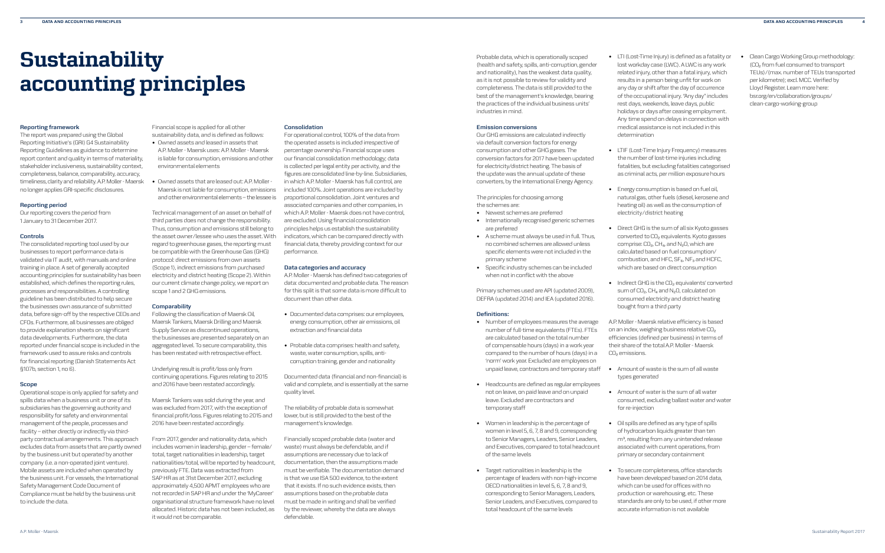# Sustainability accounting principles

### Reporting framework

The report was prepared using the Global Reporting Initiative's (GRI) G4 Sustainability Reporting Guidelines as guidance to determine report content and quality in terms of materiality, stakeholder inclusiveness, sustainability context, completeness, balance, comparability, accuracy, timeliness, clarity and reliability. A.P. Moller - Maersk no longer applies GRI-specific disclosures.

### Reporting period

Our reporting covers the period from 1 January to 31 December 2017.

### Controls

The consolidated reporting tool used by our businesses to report performance data is validated via IT audit, with manuals and online training in place. A set of generally accepted accounting principles for sustainability has been established, which defines the reporting rules, processes and responsibilities. A controlling guideline has been distributed to help secure the businesses own assurance of submitted data, before sign-off by the respective CEOs and CFOs. Furthermore, all businesses are obliged to provide explanation sheets on significant data developments. Furthermore, the data reported under financial scope is included in the framework used to assure risks and controls for financial reporting (Danish Statements Act §107b, section 1, no 6).

### Scope

Operational scope is only applied for safety and spills data when a business unit or one of its subsidiaries has the governing authority and responsibility for safety and environmental management of the people, processes and facility – either directly or indirectly via third-party contractual arrangements. This approach excludes data from assets that are partly owned by the business unit but operated by another company (i.e. a non-operated joint venture). Mobile assets are included when operated by the business unit. For vessels, the International Safety Management Code Document of Compliance must be held by the business unit to include the data.

Financial scope is applied for all other sustainability data, and is defined as follows:

- Owned assets and leased in assets that A.P. Moller - Maersk uses: A.P. Moller - Maersk is liable for consumption, emissions and other environmental elements
- Owned assets that are leased out: A.P. Moller - Maersk is not liable for consumption, emissions and other environmental elements – the lessee is

Technical management of an asset on behalf of third parties does not change the responsibility. Thus, consumption and emissions still belong to the asset owner/lessee who uses the asset. With regard to greenhouse gases, the reporting must be compatible with the Greenhouse Gas (GHG) protocol: direct emissions from own assets (Scope 1), indirect emissions from purchased electricity and district heating (Scope 2). Within our current climate change policy, we report on scope 1 and 2 GHG emissions.

### Comparability

Following the classification of Maersk Oil, Maersk Tankers, Maersk Drilling and Maersk Supply Service as discontinued operations, the businesses are presented separately on an aggregated level. To secure comparability, this has been restated with retrospective effect.

Underlying result is profit/loss only from continuing operations. Figures relating to 2015 and 2016 have been restated accordingly.

Maersk Tankers was sold during the year, and was excluded from 2017, with the exception of financial profit/loss. Figures relating to 2015 and 2016 have been restated accordingly.

From 2017, gender and nationality data, which includes women in leadership, gender – female/total, target nationalities in leadership, target nationalities/total, will be reported by headcount, previously FTE. Data was extracted from SAP HR as at 31st December 2017, excluding approximately 4,500 APMT employees who are not recorded in SAP HR and under the 'MyCareer' organisational structure framework have no level allocated. Historic data has not been included, as it would not be comparable.

### Consolidation

For operational control, 100% of the data from the operated assets is included irrespective of percentage ownership. Financial scope uses our financial consolidation methodology; data is collected per legal entity per activity, and the figures are consolidated line-by-line. Subsidiaries, in which A.P. Moller - Maersk has full control, are included 100%. Joint operations are included by proportional consolidation. Joint ventures and associated companies and other companies, in which A.P. Moller - Maersk does not have control, are excluded. Using financial consolidation principles helps us establish the sustainability indicators, which can be compared directly with financial data, thereby providing context for our performance.

### Data categories and accuracy

A.P. Moller - Maersk has defined two categories of data: documented and probable data. The reason for this split is that some data is more difficult to document than other data.

- Documented data comprises: our employees, energy consumption, other air emissions, oil extraction and financial data
- Probable data comprises: health and safety, waste, water consumption, spills, anti-corruption training, gender and nationality

Documented data (financial and non-financial) is valid and complete, and is essentially at the same quality level.

The reliability of probable data is somewhat lower, but is still provided to the best of the management's knowledge.

Financially scoped probable data (water and waste) must always be defendable, and if assumptions are necessary due to lack of documentation, then the assumptions made must be verifiable. The documentation demand is that we use ISA 500 evidence, to the extent that it exists. If no such evidence exists, then assumptions based on the probable data must be made in writing and shall be verified by the reviewer, whereby the data are always defendable.

Probable data, which is operationally scoped (health and safety, spills, anti-corruption, gender and nationality), has the weakest data quality, as it is not possible to review for validity and completeness. The data is still provided to the best of the management's knowledge, bearing the practices of the individual business units' industries in mind.

### Emission conversions

Our GHG emissions are calculated indirectly via default conversion factors for energy consumption and other GHG gases. The conversion factors for 2017 have been updated for electricity/district heating. The basis of the update was the annual update of these converters, by the International Energy Agency.

The principles for choosing among the schemes are:

- Newest schemes are preferred
- Internationally recognised generic schemes are preferred
- A scheme must always be used in full. Thus, no combined schemes are allowed unless specific elements were not included in the primary scheme
- Specific industry schemes can be included when not in conflict with the above

Primary schemes used are API (updated 2009), DEFRA (updated 2014) and IEA (updated 2016).

### Definitions:

- Number of employees measures the average number of full-time equivalents (FTEs). FTEs are calculated based on the total number of compensable hours (days) in a work year compared to the number of hours (days) in a 'norm' work year. Excluded are employees on unpaid leave, contractors and temporary staff
- Headcounts are defined as regular employees not on leave, on paid leave and on unpaid leave. Excluded are contractors and temporary staff
- Women in leadership is the percentage of women in level 5, 6, 7, 8 and 9, corresponding to Senior Managers, Leaders, Senior Leaders, and Executives, compared to total headcount of the same levels
- Target nationalities in leadership is the percentage of leaders with non-high-income OECD nationalities in level 5, 6, 7, 8 and 9, corresponding to Senior Managers, Leaders, Senior Leaders, and Executives, compared to total headcount of the same levels
- LTI (Lost-Time Injury) is defined as a fatality or lost workday case (LWC). A LWC is any work related injury, other than a fatal injury, which results in a person being unfit for work on any day or shift after the day of occurrence of the occupational injury. "Any day" includes rest days, weekends, leave days, public holidays or days after ceasing employment. Any time spend on delays in connection with medical assistance is not included in this determination
- LTIF (Lost-Time Injury Frequency) measures the number of lost-time injuries including fatalities, but excluding fatalities categorised as criminal acts, per million exposure hours
- Energy consumption is based on fuel oil, natural gas, other fuels (diesel, kerosene and heating oil) as well as the consumption of electricity/district heating
- Direct GHG is the sum of all six Kyoto gasses converted to $CO_2$ equivalents. Kyoto gasses comprise: $CO_2$, $CH_4$, and $N_2O$, which are calculated based on fuel consumption/combustion, and HFC, $SF_6$, $NF_3$ and HCFC, which are based on direct consumption
- Indirect GHG is the $CO_2$ equivalents' converted sum of $CO_2$, $CH_4$ and $N_2O$, calculated on consumed electricity and district heating bought from a third party

A.P. Moller - Maersk relative efficiency is based on an index, weighing business relative $CO_2$ efficiencies (defined per business) in terms of their share of the total A.P. Moller - Maersk $CO_2$ emissions.

- Amount of waste is the sum of all waste types generated
- Amount of water is the sum of all water consumed, excluding ballast water and water for re-injection
- Oil spills are defined as any type of spills of hydrocarbon liquids greater than ten $m^3$, resulting from any unintended release associated with current operations, from primary or secondary containment
- To secure completeness, office standards have been developed based on 2014 data, which can be used for offices with no production or warehousing, etc. These standards are only to be used, if other more accurate information is not available
- Clean Cargo Working Group methodology: ($CO_2$ from fuel consumed to transport TEUs)/(max. number of TEUs transported per kilometre); excl. MCC. Verified by Lloyd Register. Learn more here: bsr.org/en/collaboration/groups/clean-cargo-working-group